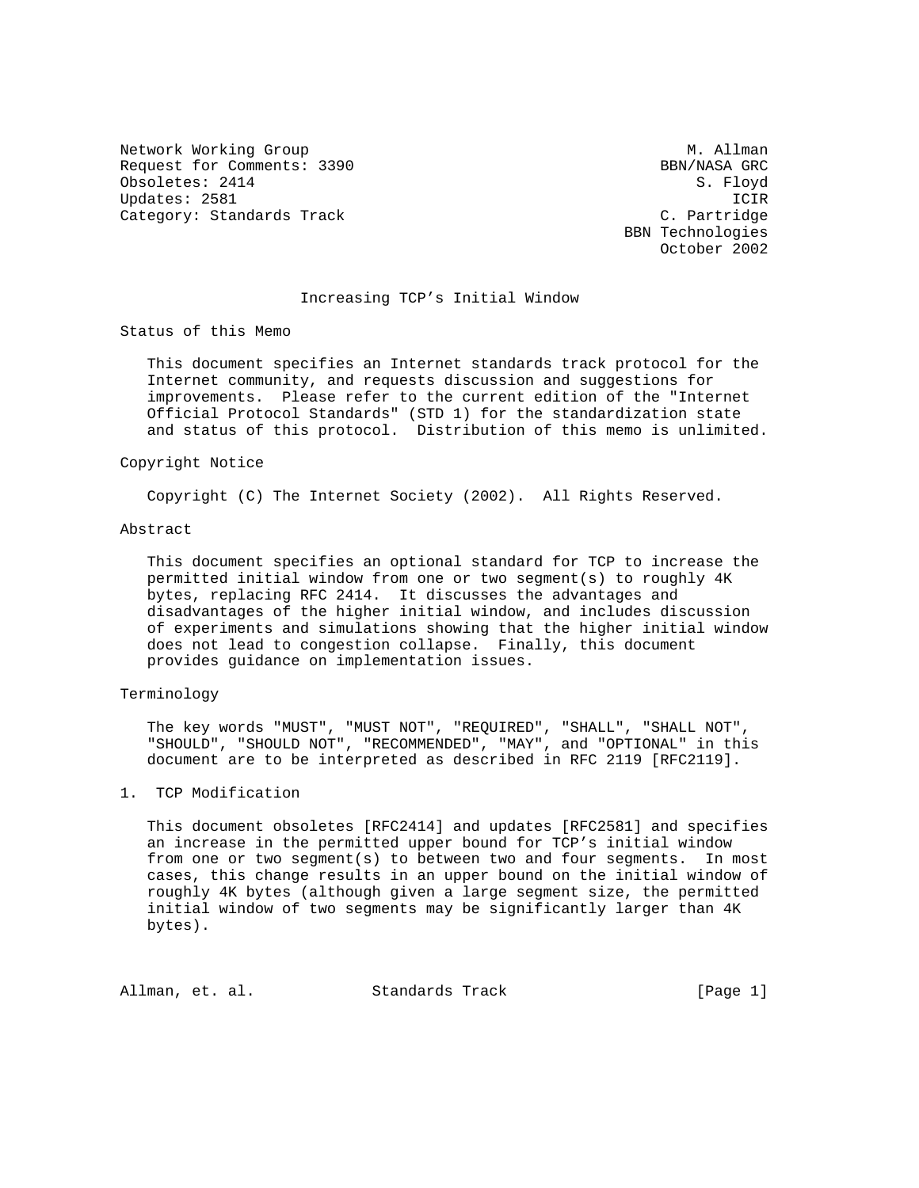Network Working Group M. Allman
Request for Comments: 3390 BBN/NASA GRC
Obsoletes: 2414 S. Floyd
Updates: 2581 ICIR
Category: Standards Track C. Partridge
BBN Technologies
October 2002

# Increasing TCP's Initial Window

## Status of this Memo

This document specifies an Internet standards track protocol for the Internet community, and requests discussion and suggestions for improvements. Please refer to the current edition of the "Internet Official Protocol Standards" (STD 1) for the standardization state and status of this protocol. Distribution of this memo is unlimited.

## Copyright Notice

Copyright (C) The Internet Society (2002). All Rights Reserved.

## Abstract

This document specifies an optional standard for TCP to increase the permitted initial window from one or two segment(s) to roughly 4K bytes, replacing RFC 2414. It discusses the advantages and disadvantages of the higher initial window, and includes discussion of experiments and simulations showing that the higher initial window does not lead to congestion collapse. Finally, this document provides guidance on implementation issues.

## Terminology

The key words "MUST", "MUST NOT", "REQUIRED", "SHALL", "SHALL NOT", "SHOULD", "SHOULD NOT", "RECOMMENDED", "MAY", and "OPTIONAL" in this document are to be interpreted as described in RFC 2119 [RFC2119].

## 1. TCP Modification

This document obsoletes [RFC2414] and updates [RFC2581] and specifies an increase in the permitted upper bound for TCP's initial window from one or two segment(s) to between two and four segments. In most cases, this change results in an upper bound on the initial window of roughly 4K bytes (although given a large segment size, the permitted initial window of two segments may be significantly larger than 4K bytes).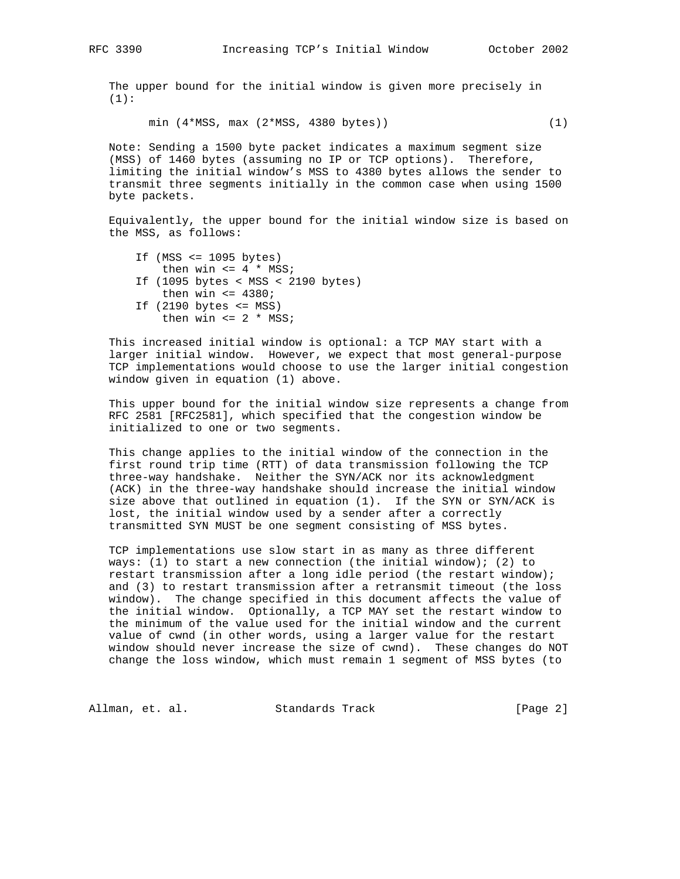The upper bound for the initial window is given more precisely in (1):

$$\min (4*MSS, \max (2*MSS, 4380 \text{ bytes})) \quad (1)$$

Note: Sending a 1500 byte packet indicates a maximum segment size (MSS) of 1460 bytes (assuming no IP or TCP options). Therefore, limiting the initial window's MSS to 4380 bytes allows the sender to transmit three segments initially in the common case when using 1500 byte packets.

Equivalently, the upper bound for the initial window size is based on the MSS, as follows:

```
If (MSS <= 1095 bytes)
    then win <= 4 * MSS;
If (1095 bytes < MSS < 2190 bytes)
    then win <= 4380;
If (2190 bytes <= MSS)
    then win <= 2 * MSS;
```

This increased initial window is optional: a TCP MAY start with a larger initial window. However, we expect that most general-purpose TCP implementations would choose to use the larger initial congestion window given in equation (1) above.

This upper bound for the initial window size represents a change from RFC 2581 [RFC2581], which specified that the congestion window be initialized to one or two segments.

This change applies to the initial window of the connection in the first round trip time (RTT) of data transmission following the TCP three-way handshake. Neither the SYN/ACK nor its acknowledgment (ACK) in the three-way handshake should increase the initial window size above that outlined in equation (1). If the SYN or SYN/ACK is lost, the initial window used by a sender after a correctly transmitted SYN MUST be one segment consisting of MSS bytes.

TCP implementations use slow start in as many as three different ways: (1) to start a new connection (the initial window); (2) to restart transmission after a long idle period (the restart window); and (3) to restart transmission after a retransmit timeout (the loss window). The change specified in this document affects the value of the initial window. Optionally, a TCP MAY set the restart window to the minimum of the value used for the initial window and the current value of cwnd (in other words, using a larger value for the restart window should never increase the size of cwnd). These changes do NOT change the loss window, which must remain 1 segment of MSS bytes (to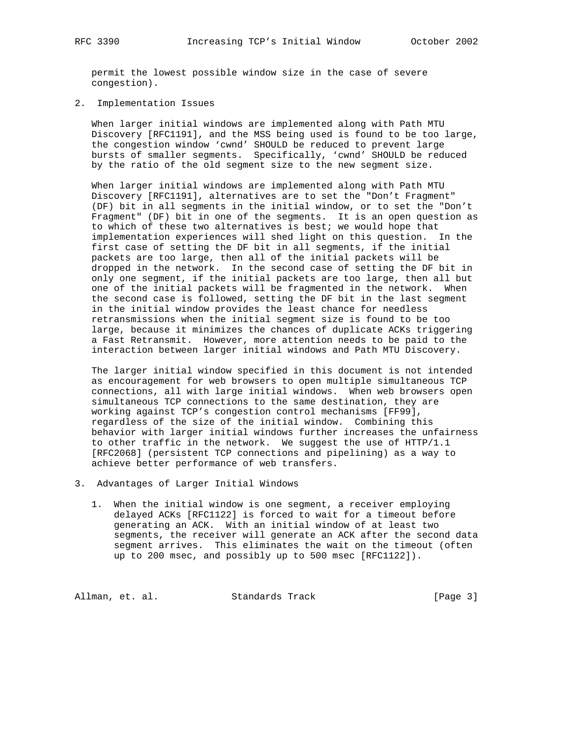permit the lowest possible window size in the case of severe congestion).

## 2. Implementation Issues

When larger initial windows are implemented along with Path MTU Discovery [RFC1191], and the MSS being used is found to be too large, the congestion window 'cwnd' SHOULD be reduced to prevent large bursts of smaller segments. Specifically, 'cwnd' SHOULD be reduced by the ratio of the old segment size to the new segment size.

When larger initial windows are implemented along with Path MTU Discovery [RFC1191], alternatives are to set the "Don't Fragment" (DF) bit in all segments in the initial window, or to set the "Don't Fragment" (DF) bit in one of the segments. It is an open question as to which of these two alternatives is best; we would hope that implementation experiences will shed light on this question. In the first case of setting the DF bit in all segments, if the initial packets are too large, then all of the initial packets will be dropped in the network. In the second case of setting the DF bit in only one segment, if the initial packets are too large, then all but one of the initial packets will be fragmented in the network. When the second case is followed, setting the DF bit in the last segment in the initial window provides the least chance for needless retransmissions when the initial segment size is found to be too large, because it minimizes the chances of duplicate ACKs triggering a Fast Retransmit. However, more attention needs to be paid to the interaction between larger initial windows and Path MTU Discovery.

The larger initial window specified in this document is not intended as encouragement for web browsers to open multiple simultaneous TCP connections, all with large initial windows. When web browsers open simultaneous TCP connections to the same destination, they are working against TCP's congestion control mechanisms [FF99], regardless of the size of the initial window. Combining this behavior with larger initial windows further increases the unfairness to other traffic in the network. We suggest the use of HTTP/1.1 [RFC2068] (persistent TCP connections and pipelining) as a way to achieve better performance of web transfers.

## 3. Advantages of Larger Initial Windows

1. When the initial window is one segment, a receiver employing delayed ACKs [RFC1122] is forced to wait for a timeout before generating an ACK. With an initial window of at least two segments, the receiver will generate an ACK after the second data segment arrives. This eliminates the wait on the timeout (often up to 200 msec, and possibly up to 500 msec [RFC1122]).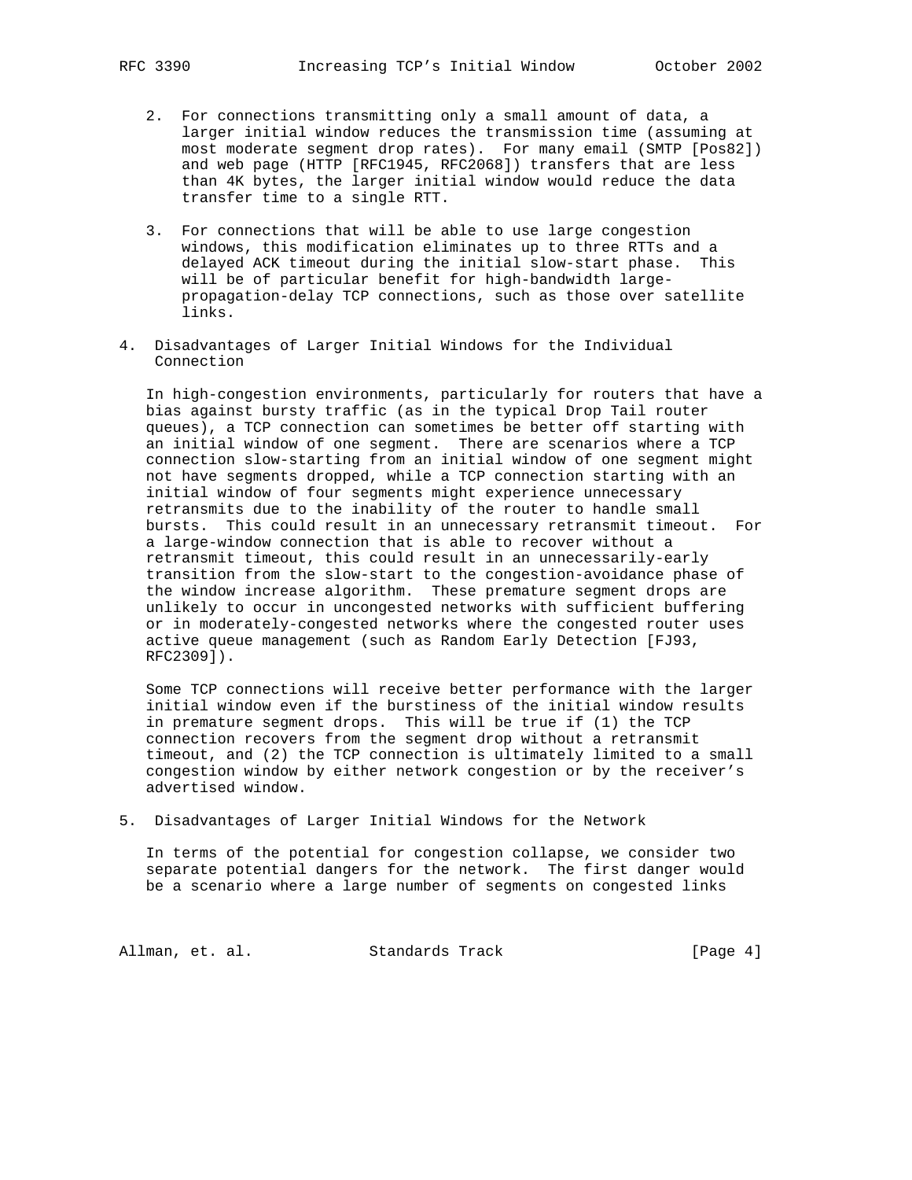2. For connections transmitting only a small amount of data, a larger initial window reduces the transmission time (assuming at most moderate segment drop rates). For many email (SMTP [Pos82]) and web page (HTTP [RFC1945, RFC2068]) transfers that are less than 4K bytes, the larger initial window would reduce the data transfer time to a single RTT.

3. For connections that will be able to use large congestion windows, this modification eliminates up to three RTTs and a delayed ACK timeout during the initial slow-start phase. This will be of particular benefit for high-bandwidth large-propagation-delay TCP connections, such as those over satellite links.

## 4. Disadvantages of Larger Initial Windows for the Individual Connection

In high-congestion environments, particularly for routers that have a bias against bursty traffic (as in the typical Drop Tail router queues), a TCP connection can sometimes be better off starting with an initial window of one segment. There are scenarios where a TCP connection slow-starting from an initial window of one segment might not have segments dropped, while a TCP connection starting with an initial window of four segments might experience unnecessary retransmits due to the inability of the router to handle small bursts. This could result in an unnecessary retransmit timeout. For a large-window connection that is able to recover without a retransmit timeout, this could result in an unnecessarily-early transition from the slow-start to the congestion-avoidance phase of the window increase algorithm. These premature segment drops are unlikely to occur in uncongested networks with sufficient buffering or in moderately-congested networks where the congested router uses active queue management (such as Random Early Detection [FJ93, RFC2309]).

Some TCP connections will receive better performance with the larger initial window even if the burstiness of the initial window results in premature segment drops. This will be true if (1) the TCP connection recovers from the segment drop without a retransmit timeout, and (2) the TCP connection is ultimately limited to a small congestion window by either network congestion or by the receiver's advertised window.

## 5. Disadvantages of Larger Initial Windows for the Network

In terms of the potential for congestion collapse, we consider two separate potential dangers for the network. The first danger would be a scenario where a large number of segments on congested links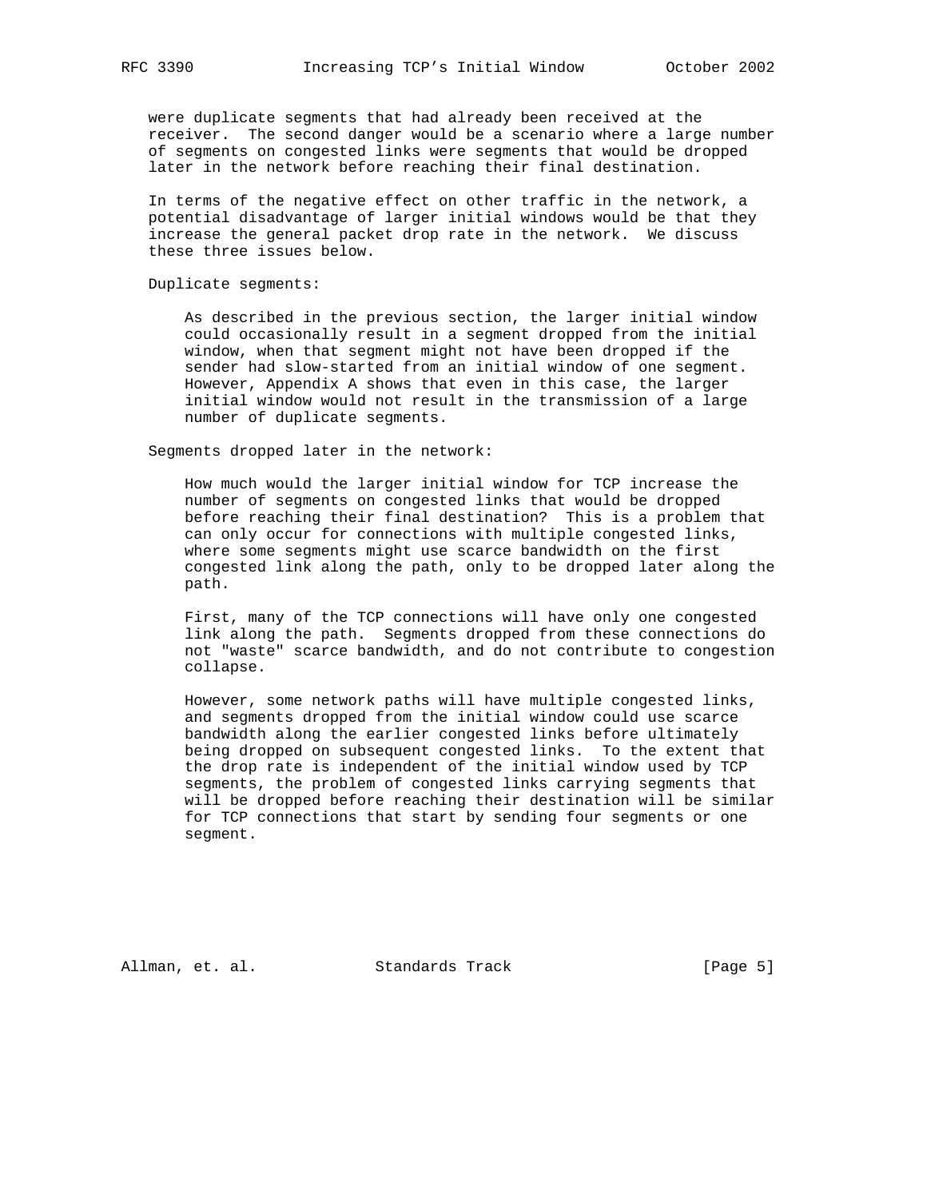were duplicate segments that had already been received at the receiver. The second danger would be a scenario where a large number of segments on congested links were segments that would be dropped later in the network before reaching their final destination.

In terms of the negative effect on other traffic in the network, a potential disadvantage of larger initial windows would be that they increase the general packet drop rate in the network. We discuss these three issues below.

Duplicate segments:

As described in the previous section, the larger initial window could occasionally result in a segment dropped from the initial window, when that segment might not have been dropped if the sender had slow-started from an initial window of one segment. However, Appendix A shows that even in this case, the larger initial window would not result in the transmission of a large number of duplicate segments.

Segments dropped later in the network:

How much would the larger initial window for TCP increase the number of segments on congested links that would be dropped before reaching their final destination? This is a problem that can only occur for connections with multiple congested links, where some segments might use scarce bandwidth on the first congested link along the path, only to be dropped later along the path.

First, many of the TCP connections will have only one congested link along the path. Segments dropped from these connections do not "waste" scarce bandwidth, and do not contribute to congestion collapse.

However, some network paths will have multiple congested links, and segments dropped from the initial window could use scarce bandwidth along the earlier congested links before ultimately being dropped on subsequent congested links. To the extent that the drop rate is independent of the initial window used by TCP segments, the problem of congested links carrying segments that will be dropped before reaching their destination will be similar for TCP connections that start by sending four segments or one segment.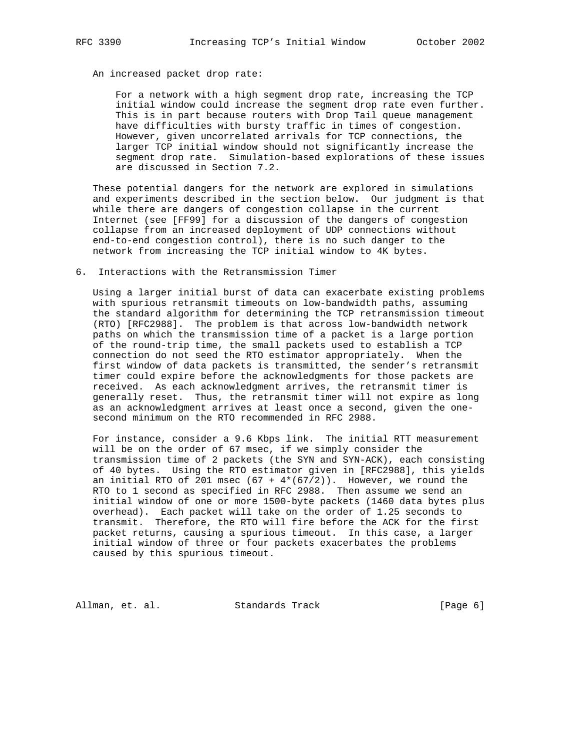An increased packet drop rate:

For a network with a high segment drop rate, increasing the TCP initial window could increase the segment drop rate even further. This is in part because routers with Drop Tail queue management have difficulties with bursty traffic in times of congestion. However, given uncorrelated arrivals for TCP connections, the larger TCP initial window should not significantly increase the segment drop rate. Simulation-based explorations of these issues are discussed in Section 7.2.

These potential dangers for the network are explored in simulations and experiments described in the section below. Our judgment is that while there are dangers of congestion collapse in the current Internet (see [FF99] for a discussion of the dangers of congestion collapse from an increased deployment of UDP connections without end-to-end congestion control), there is no such danger to the network from increasing the TCP initial window to 4K bytes.

## 6. Interactions with the Retransmission Timer

Using a larger initial burst of data can exacerbate existing problems with spurious retransmit timeouts on low-bandwidth paths, assuming the standard algorithm for determining the TCP retransmission timeout (RTO) [RFC2988]. The problem is that across low-bandwidth network paths on which the transmission time of a packet is a large portion of the round-trip time, the small packets used to establish a TCP connection do not seed the RTO estimator appropriately. When the first window of data packets is transmitted, the sender's retransmit timer could expire before the acknowledgments for those packets are received. As each acknowledgment arrives, the retransmit timer is generally reset. Thus, the retransmit timer will not expire as long as an acknowledgment arrives at least once a second, given the one-second minimum on the RTO recommended in RFC 2988.

For instance, consider a 9.6 Kbps link. The initial RTT measurement will be on the order of 67 msec, if we simply consider the transmission time of 2 packets (the SYN and SYN-ACK), each consisting of 40 bytes. Using the RTO estimator given in [RFC2988], this yields an initial RTO of 201 msec $(67 + 4*(67/2))$. However, we round the RTO to 1 second as specified in RFC 2988. Then assume we send an initial window of one or more 1500-byte packets (1460 data bytes plus overhead). Each packet will take on the order of 1.25 seconds to transmit. Therefore, the RTO will fire before the ACK for the first packet returns, causing a spurious timeout. In this case, a larger initial window of three or four packets exacerbates the problems caused by this spurious timeout.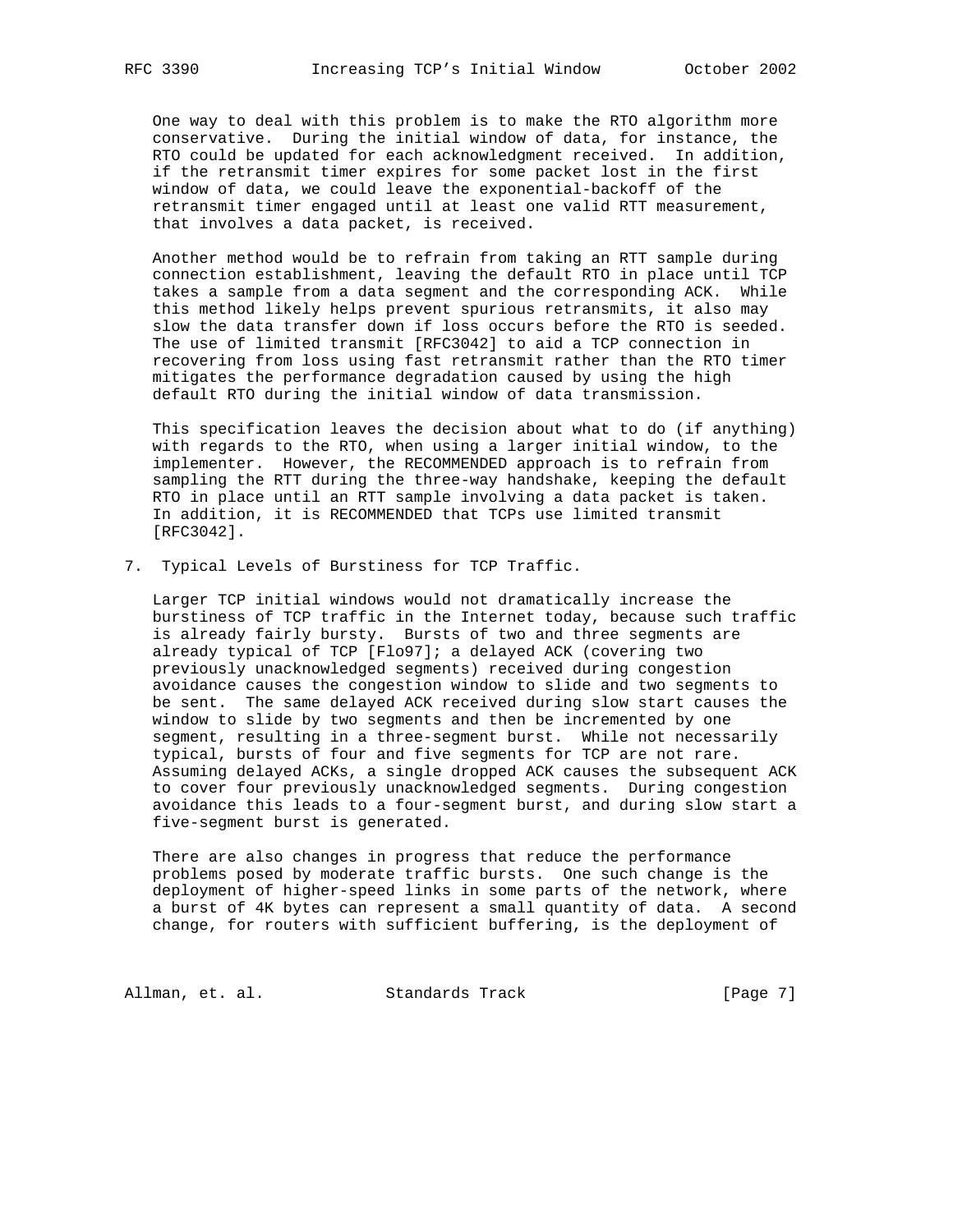One way to deal with this problem is to make the RTO algorithm more conservative. During the initial window of data, for instance, the RTO could be updated for each acknowledgment received. In addition, if the retransmit timer expires for some packet lost in the first window of data, we could leave the exponential-backoff of the retransmit timer engaged until at least one valid RTT measurement, that involves a data packet, is received.

Another method would be to refrain from taking an RTT sample during connection establishment, leaving the default RTO in place until TCP takes a sample from a data segment and the corresponding ACK. While this method likely helps prevent spurious retransmits, it also may slow the data transfer down if loss occurs before the RTO is seeded. The use of limited transmit [RFC3042] to aid a TCP connection in recovering from loss using fast retransmit rather than the RTO timer mitigates the performance degradation caused by using the high default RTO during the initial window of data transmission.

This specification leaves the decision about what to do (if anything) with regards to the RTO, when using a larger initial window, to the implementer. However, the RECOMMENDED approach is to refrain from sampling the RTT during the three-way handshake, keeping the default RTO in place until an RTT sample involving a data packet is taken. In addition, it is RECOMMENDED that TCPs use limited transmit [RFC3042].

## 7. Typical Levels of Burstiness for TCP Traffic.

Larger TCP initial windows would not dramatically increase the burstiness of TCP traffic in the Internet today, because such traffic is already fairly bursty. Bursts of two and three segments are already typical of TCP [Flo97]; a delayed ACK (covering two previously unacknowledged segments) received during congestion avoidance causes the congestion window to slide and two segments to be sent. The same delayed ACK received during slow start causes the window to slide by two segments and then be incremented by one segment, resulting in a three-segment burst. While not necessarily typical, bursts of four and five segments for TCP are not rare. Assuming delayed ACKs, a single dropped ACK causes the subsequent ACK to cover four previously unacknowledged segments. During congestion avoidance this leads to a four-segment burst, and during slow start a five-segment burst is generated.

There are also changes in progress that reduce the performance problems posed by moderate traffic bursts. One such change is the deployment of higher-speed links in some parts of the network, where a burst of 4K bytes can represent a small quantity of data. A second change, for routers with sufficient buffering, is the deployment of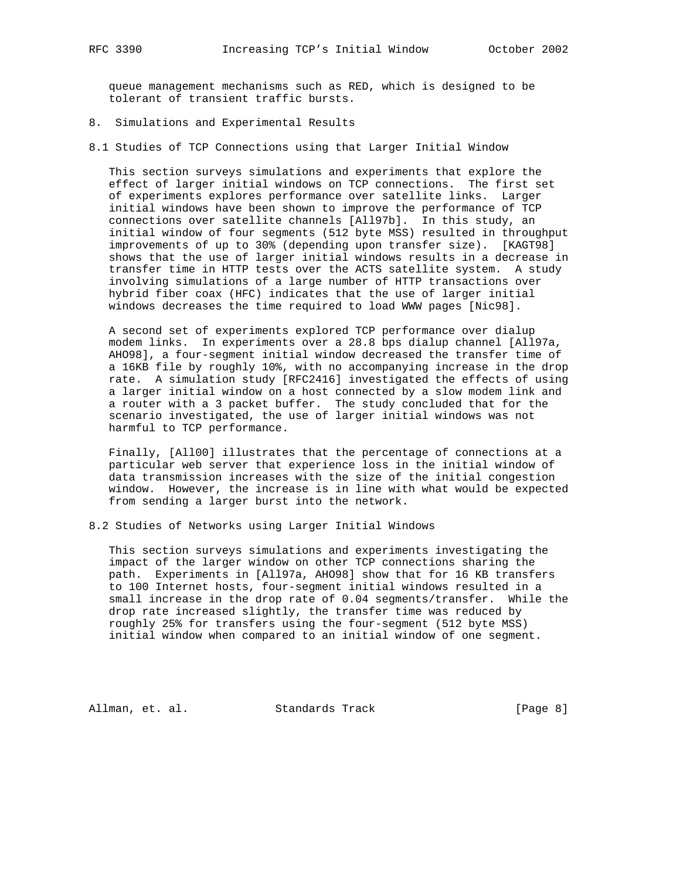queue management mechanisms such as RED, which is designed to be tolerant of transient traffic bursts.

## 8. Simulations and Experimental Results

### 8.1 Studies of TCP Connections using that Larger Initial Window

This section surveys simulations and experiments that explore the effect of larger initial windows on TCP connections. The first set of experiments explores performance over satellite links. Larger initial windows have been shown to improve the performance of TCP connections over satellite channels [All97b]. In this study, an initial window of four segments (512 byte MSS) resulted in throughput improvements of up to 30% (depending upon transfer size). [KAGT98] shows that the use of larger initial windows results in a decrease in transfer time in HTTP tests over the ACTS satellite system. A study involving simulations of a large number of HTTP transactions over hybrid fiber coax (HFC) indicates that the use of larger initial windows decreases the time required to load WWW pages [Nic98].

A second set of experiments explored TCP performance over dialup modem links. In experiments over a 28.8 bps dialup channel [All97a, AHO98], a four-segment initial window decreased the transfer time of a 16KB file by roughly 10%, with no accompanying increase in the drop rate. A simulation study [RFC2416] investigated the effects of using a larger initial window on a host connected by a slow modem link and a router with a 3 packet buffer. The study concluded that for the scenario investigated, the use of larger initial windows was not harmful to TCP performance.

Finally, [All00] illustrates that the percentage of connections at a particular web server that experience loss in the initial window of data transmission increases with the size of the initial congestion window. However, the increase is in line with what would be expected from sending a larger burst into the network.

### 8.2 Studies of Networks using Larger Initial Windows

This section surveys simulations and experiments investigating the impact of the larger window on other TCP connections sharing the path. Experiments in [All97a, AHO98] show that for 16 KB transfers to 100 Internet hosts, four-segment initial windows resulted in a small increase in the drop rate of 0.04 segments/transfer. While the drop rate increased slightly, the transfer time was reduced by roughly 25% for transfers using the four-segment (512 byte MSS) initial window when compared to an initial window of one segment.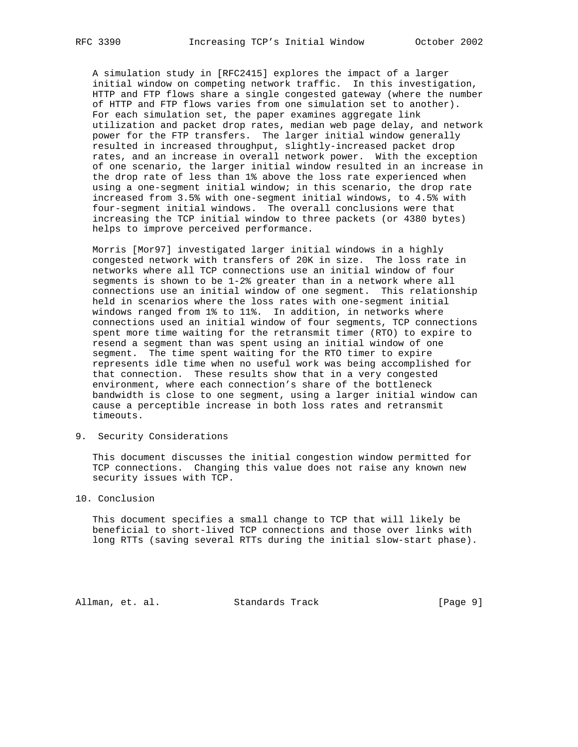A simulation study in [RFC2415] explores the impact of a larger initial window on competing network traffic. In this investigation, HTTP and FTP flows share a single congested gateway (where the number of HTTP and FTP flows varies from one simulation set to another). For each simulation set, the paper examines aggregate link utilization and packet drop rates, median web page delay, and network power for the FTP transfers. The larger initial window generally resulted in increased throughput, slightly-increased packet drop rates, and an increase in overall network power. With the exception of one scenario, the larger initial window resulted in an increase in the drop rate of less than 1% above the loss rate experienced when using a one-segment initial window; in this scenario, the drop rate increased from 3.5% with one-segment initial windows, to 4.5% with four-segment initial windows. The overall conclusions were that increasing the TCP initial window to three packets (or 4380 bytes) helps to improve perceived performance.

Morris [Mor97] investigated larger initial windows in a highly congested network with transfers of 20K in size. The loss rate in networks where all TCP connections use an initial window of four segments is shown to be 1-2% greater than in a network where all connections use an initial window of one segment. This relationship held in scenarios where the loss rates with one-segment initial windows ranged from 1% to 11%. In addition, in networks where connections used an initial window of four segments, TCP connections spent more time waiting for the retransmit timer (RTO) to expire to resend a segment than was spent using an initial window of one segment. The time spent waiting for the RTO timer to expire represents idle time when no useful work was being accomplished for that connection. These results show that in a very congested environment, where each connection's share of the bottleneck bandwidth is close to one segment, using a larger initial window can cause a perceptible increase in both loss rates and retransmit timeouts.

## 9. Security Considerations

This document discusses the initial congestion window permitted for TCP connections. Changing this value does not raise any known new security issues with TCP.

## 10. Conclusion

This document specifies a small change to TCP that will likely be beneficial to short-lived TCP connections and those over links with long RTTs (saving several RTTs during the initial slow-start phase).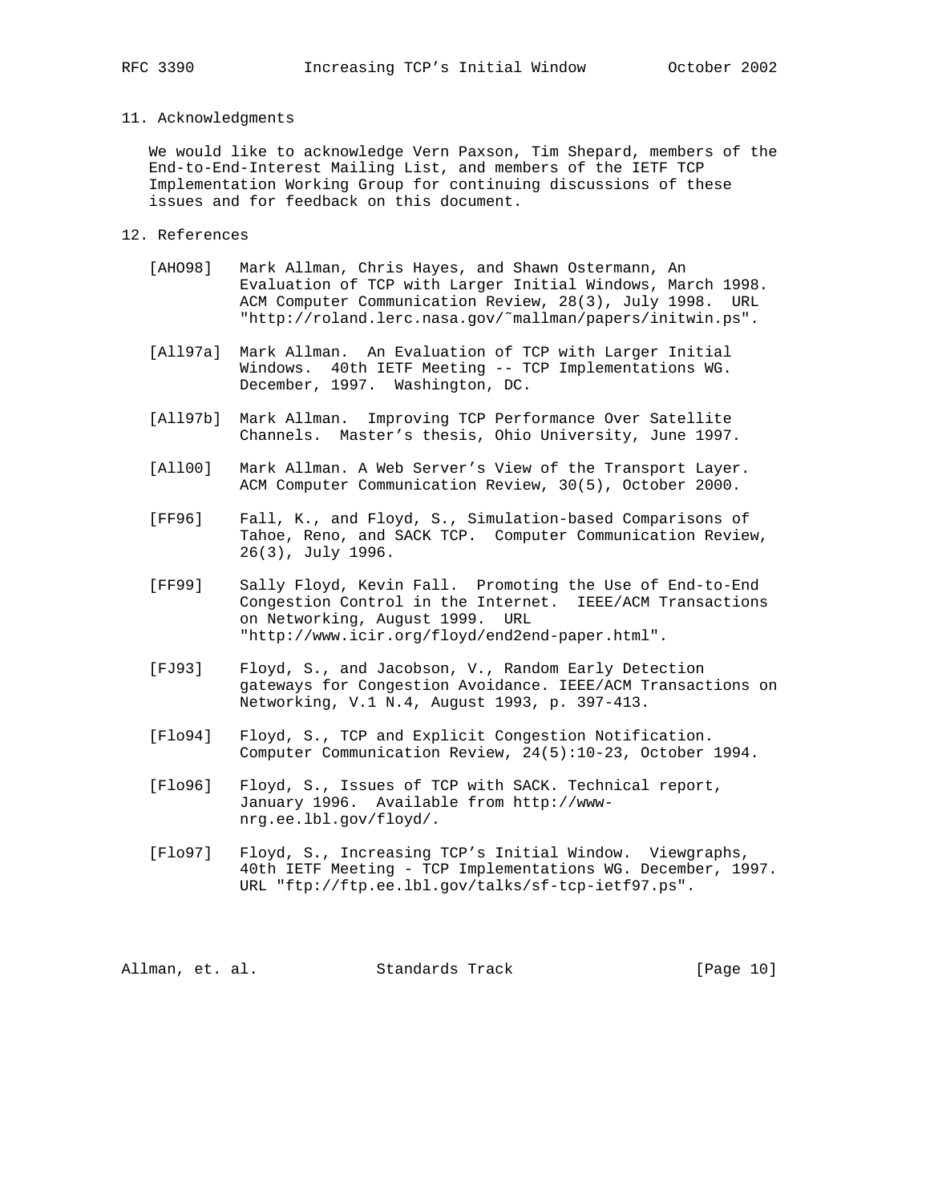## 11. Acknowledgments

We would like to acknowledge Vern Paxson, Tim Shepard, members of the End-to-End-Interest Mailing List, and members of the IETF TCP Implementation Working Group for continuing discussions of these issues and for feedback on this document.

## 12. References

[AHO98] Mark Allman, Chris Hayes, and Shawn Ostermann, An Evaluation of TCP with Larger Initial Windows, March 1998. ACM Computer Communication Review, 28(3), July 1998. URL "http://roland.lerc.nasa.gov/~mallman/papers/initwin.ps".

[All97a] Mark Allman. An Evaluation of TCP with Larger Initial Windows. 40th IETF Meeting -- TCP Implementations WG. December, 1997. Washington, DC.

[All97b] Mark Allman. Improving TCP Performance Over Satellite Channels. Master's thesis, Ohio University, June 1997.

[All00] Mark Allman. A Web Server's View of the Transport Layer. ACM Computer Communication Review, 30(5), October 2000.

[FF96] Fall, K., and Floyd, S., Simulation-based Comparisons of Tahoe, Reno, and SACK TCP. Computer Communication Review, 26(3), July 1996.

[FF99] Sally Floyd, Kevin Fall. Promoting the Use of End-to-End Congestion Control in the Internet. IEEE/ACM Transactions on Networking, August 1999. URL "http://www.icir.org/floyd/end2end-paper.html".

[FJ93] Floyd, S., and Jacobson, V., Random Early Detection gateways for Congestion Avoidance. IEEE/ACM Transactions on Networking, V.1 N.4, August 1993, p. 397-413.

[Flo94] Floyd, S., TCP and Explicit Congestion Notification. Computer Communication Review, 24(5):10-23, October 1994.

[Flo96] Floyd, S., Issues of TCP with SACK. Technical report, January 1996. Available from http://www-nrg.ee.lbl.gov/floyd/.

[Flo97] Floyd, S., Increasing TCP's Initial Window. Viewgraphs, 40th IETF Meeting - TCP Implementations WG. December, 1997. URL "ftp://ftp.ee.lbl.gov/talks/sf-tcp-ietf97.ps".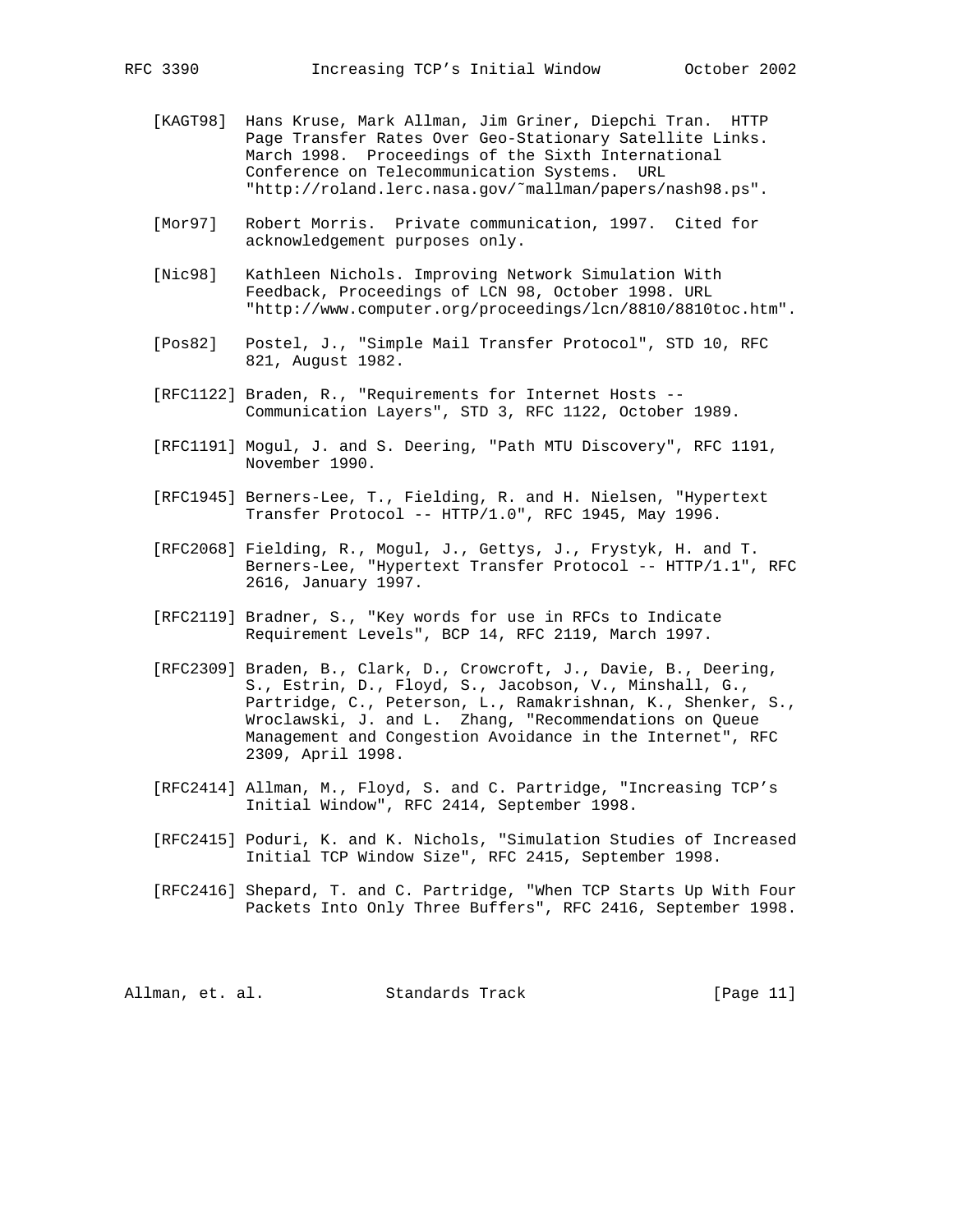[KAGT98] Hans Kruse, Mark Allman, Jim Griner, Diepchi Tran. HTTP Page Transfer Rates Over Geo-Stationary Satellite Links. March 1998. Proceedings of the Sixth International Conference on Telecommunication Systems. URL "http://roland.lerc.nasa.gov/~mallman/papers/nash98.ps".

[Mor97] Robert Morris. Private communication, 1997. Cited for acknowledgement purposes only.

[Nic98] Kathleen Nichols. Improving Network Simulation With Feedback, Proceedings of LCN 98, October 1998. URL "http://www.computer.org/proceedings/lcn/8810/8810toc.htm".

[Pos82] Postel, J., "Simple Mail Transfer Protocol", STD 10, RFC 821, August 1982.

[RFC1122] Braden, R., "Requirements for Internet Hosts -- Communication Layers", STD 3, RFC 1122, October 1989.

[RFC1191] Mogul, J. and S. Deering, "Path MTU Discovery", RFC 1191, November 1990.

[RFC1945] Berners-Lee, T., Fielding, R. and H. Nielsen, "Hypertext Transfer Protocol -- HTTP/1.0", RFC 1945, May 1996.

[RFC2068] Fielding, R., Mogul, J., Gettys, J., Frystyk, H. and T. Berners-Lee, "Hypertext Transfer Protocol -- HTTP/1.1", RFC 2616, January 1997.

[RFC2119] Bradner, S., "Key words for use in RFCs to Indicate Requirement Levels", BCP 14, RFC 2119, March 1997.

[RFC2309] Braden, B., Clark, D., Crowcroft, J., Davie, B., Deering, S., Estrin, D., Floyd, S., Jacobson, V., Minshall, G., Partridge, C., Peterson, L., Ramakrishnan, K., Shenker, S., Wroclawski, J. and L. Zhang, "Recommendations on Queue Management and Congestion Avoidance in the Internet", RFC 2309, April 1998.

[RFC2414] Allman, M., Floyd, S. and C. Partridge, "Increasing TCP's Initial Window", RFC 2414, September 1998.

[RFC2415] Poduri, K. and K. Nichols, "Simulation Studies of Increased Initial TCP Window Size", RFC 2415, September 1998.

[RFC2416] Shepard, T. and C. Partridge, "When TCP Starts Up With Four Packets Into Only Three Buffers", RFC 2416, September 1998.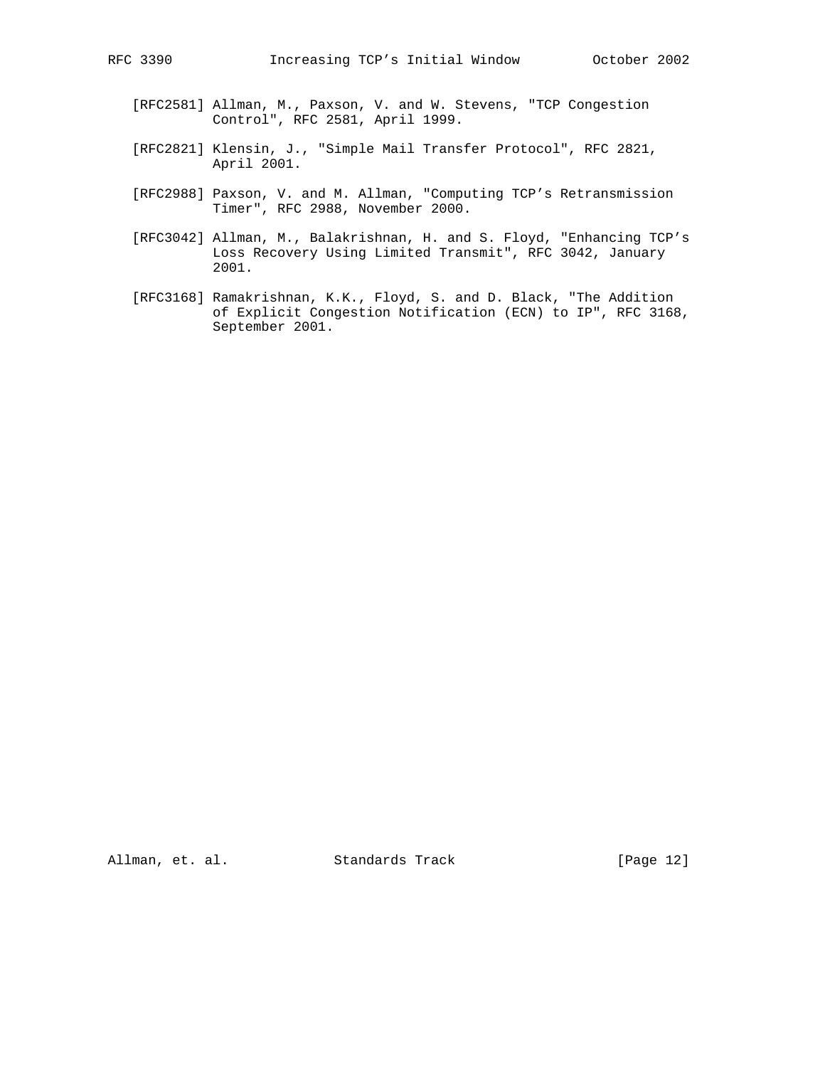[RFC2581] Allman, M., Paxson, V. and W. Stevens, "TCP Congestion Control", RFC 2581, April 1999.

[RFC2821] Klensin, J., "Simple Mail Transfer Protocol", RFC 2821, April 2001.

[RFC2988] Paxson, V. and M. Allman, "Computing TCP's Retransmission Timer", RFC 2988, November 2000.

[RFC3042] Allman, M., Balakrishnan, H. and S. Floyd, "Enhancing TCP's Loss Recovery Using Limited Transmit", RFC 3042, January 2001.

[RFC3168] Ramakrishnan, K.K., Floyd, S. and D. Black, "The Addition of Explicit Congestion Notification (ECN) to IP", RFC 3168, September 2001.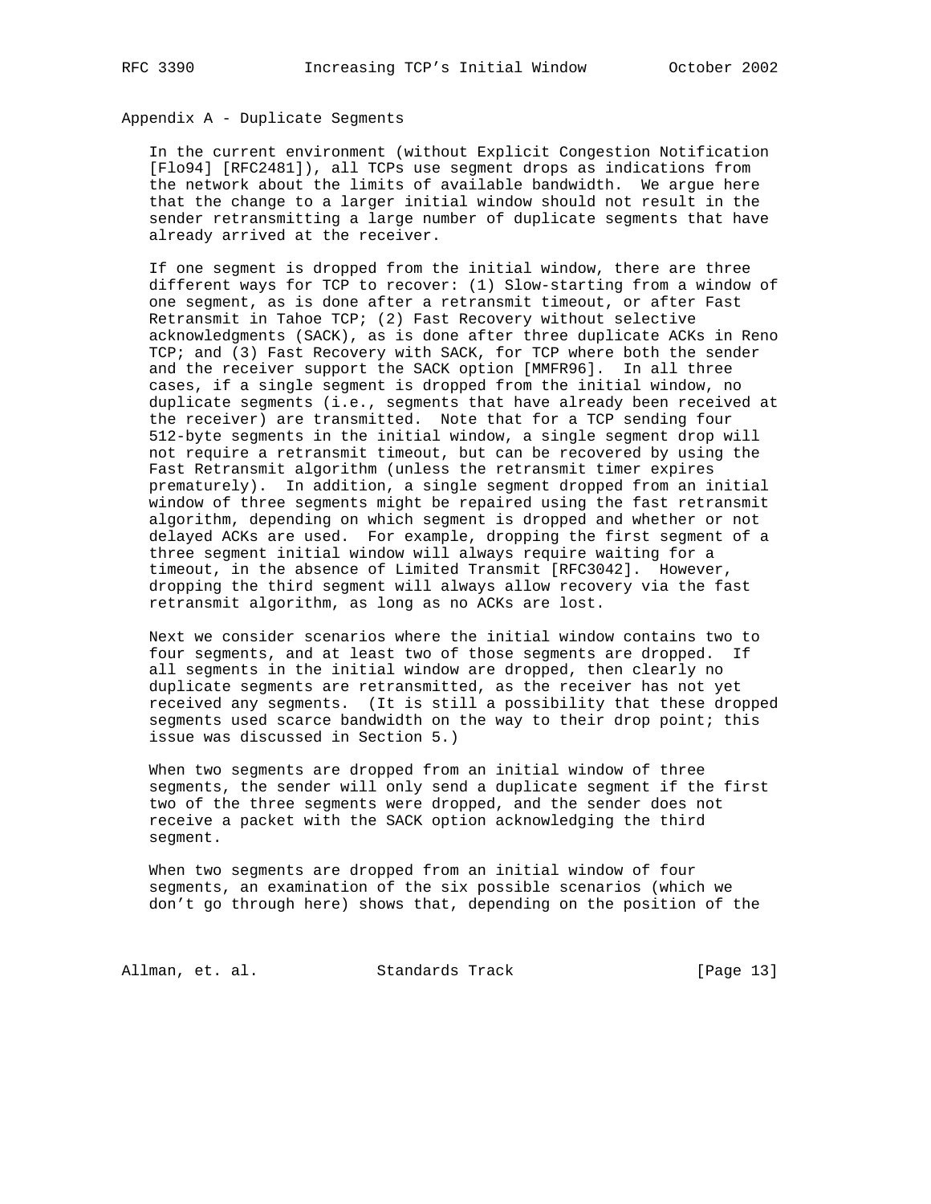## Appendix A - Duplicate Segments

In the current environment (without Explicit Congestion Notification [Flo94] [RFC2481]), all TCPs use segment drops as indications from the network about the limits of available bandwidth. We argue here that the change to a larger initial window should not result in the sender retransmitting a large number of duplicate segments that have already arrived at the receiver.

If one segment is dropped from the initial window, there are three different ways for TCP to recover: (1) Slow-starting from a window of one segment, as is done after a retransmit timeout, or after Fast Retransmit in Tahoe TCP; (2) Fast Recovery without selective acknowledgments (SACK), as is done after three duplicate ACKs in Reno TCP; and (3) Fast Recovery with SACK, for TCP where both the sender and the receiver support the SACK option [MMFR96]. In all three cases, if a single segment is dropped from the initial window, no duplicate segments (i.e., segments that have already been received at the receiver) are transmitted. Note that for a TCP sending four 512-byte segments in the initial window, a single segment drop will not require a retransmit timeout, but can be recovered by using the Fast Retransmit algorithm (unless the retransmit timer expires prematurely). In addition, a single segment dropped from an initial window of three segments might be repaired using the fast retransmit algorithm, depending on which segment is dropped and whether or not delayed ACKs are used. For example, dropping the first segment of a three segment initial window will always require waiting for a timeout, in the absence of Limited Transmit [RFC3042]. However, dropping the third segment will always allow recovery via the fast retransmit algorithm, as long as no ACKs are lost.

Next we consider scenarios where the initial window contains two to four segments, and at least two of those segments are dropped. If all segments in the initial window are dropped, then clearly no duplicate segments are retransmitted, as the receiver has not yet received any segments. (It is still a possibility that these dropped segments used scarce bandwidth on the way to their drop point; this issue was discussed in Section 5.)

When two segments are dropped from an initial window of three segments, the sender will only send a duplicate segment if the first two of the three segments were dropped, and the sender does not receive a packet with the SACK option acknowledging the third segment.

When two segments are dropped from an initial window of four segments, an examination of the six possible scenarios (which we don't go through here) shows that, depending on the position of the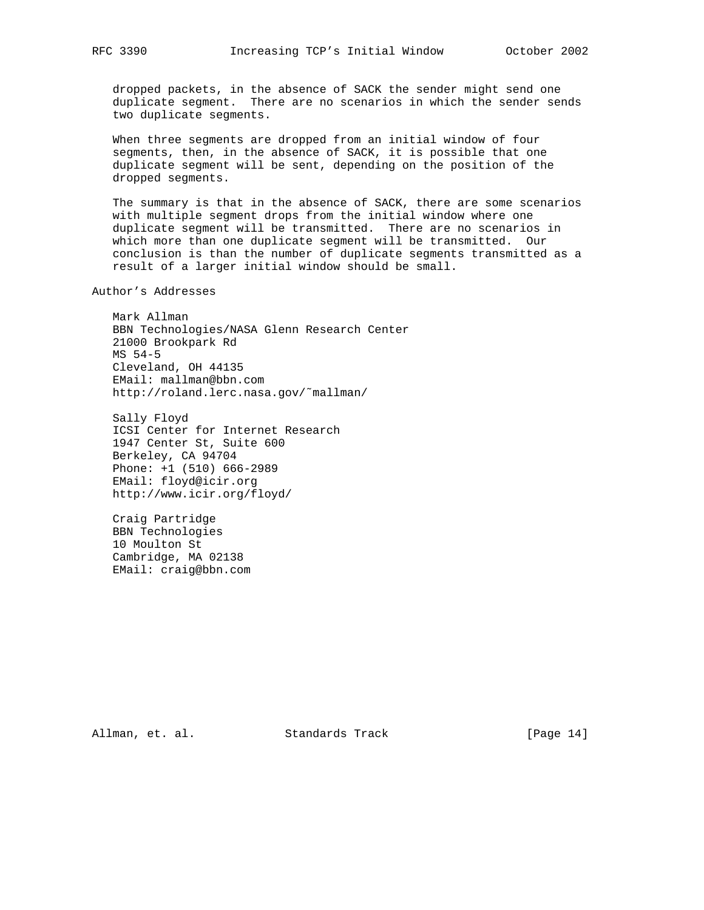dropped packets, in the absence of SACK the sender might send one duplicate segment. There are no scenarios in which the sender sends two duplicate segments.

When three segments are dropped from an initial window of four segments, then, in the absence of SACK, it is possible that one duplicate segment will be sent, depending on the position of the dropped segments.

The summary is that in the absence of SACK, there are some scenarios with multiple segment drops from the initial window where one duplicate segment will be transmitted. There are no scenarios in which more than one duplicate segment will be transmitted. Our conclusion is than the number of duplicate segments transmitted as a result of a larger initial window should be small.

## Author's Addresses

Mark Allman
BBN Technologies/NASA Glenn Research Center
21000 Brookpark Rd
MS 54-5
Cleveland, OH 44135
EMail: mallman@bbn.com
http://roland.lerc.nasa.gov/~mallman/

Sally Floyd
ICSI Center for Internet Research
1947 Center St, Suite 600
Berkeley, CA 94704
Phone: +1 (510) 666-2989
EMail: floyd@icir.org
http://www.icir.org/floyd/

Craig Partridge
BBN Technologies
10 Moulton St
Cambridge, MA 02138
EMail: craig@bbn.com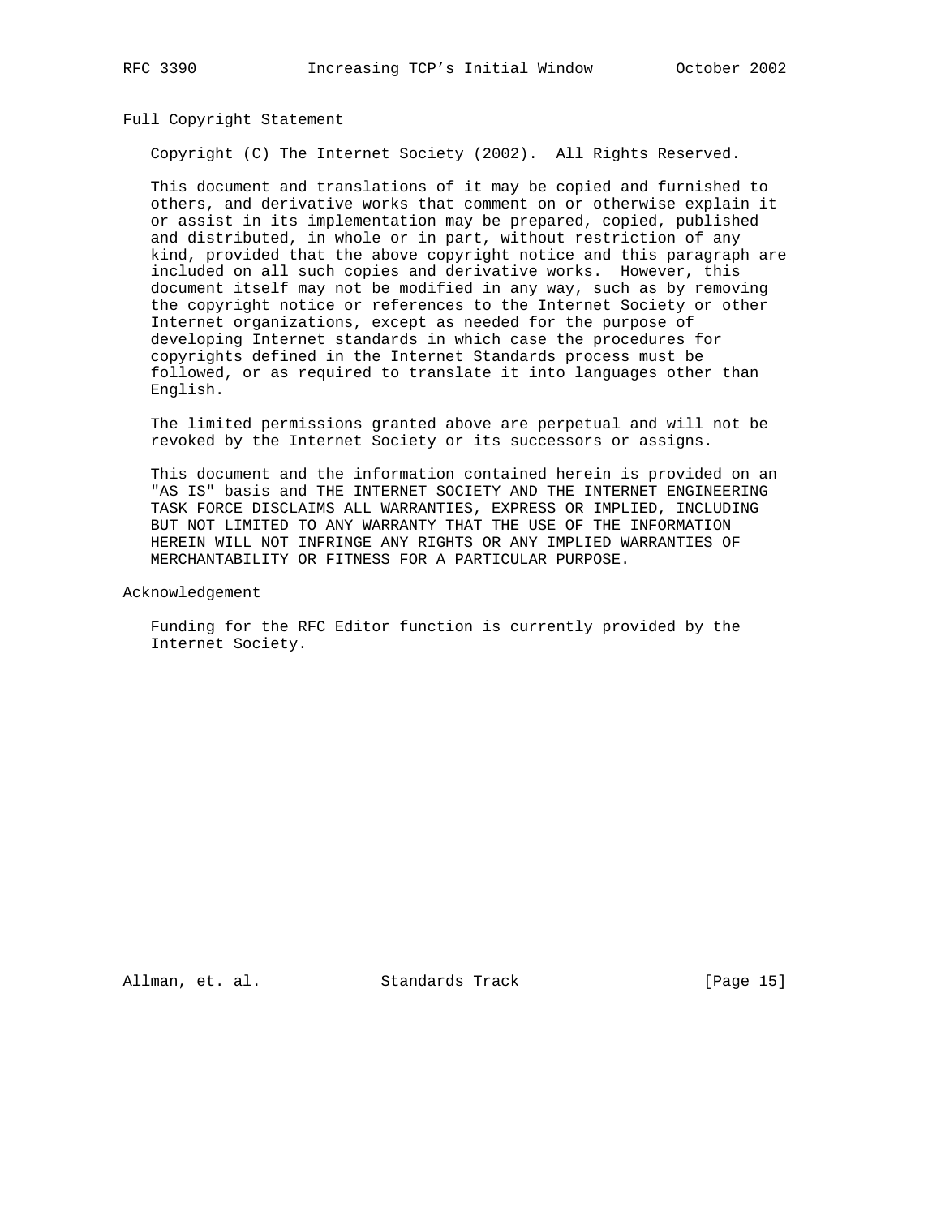## Full Copyright Statement

Copyright (C) The Internet Society (2002). All Rights Reserved.

This document and translations of it may be copied and furnished to others, and derivative works that comment on or otherwise explain it or assist in its implementation may be prepared, copied, published and distributed, in whole or in part, without restriction of any kind, provided that the above copyright notice and this paragraph are included on all such copies and derivative works. However, this document itself may not be modified in any way, such as by removing the copyright notice or references to the Internet Society or other Internet organizations, except as needed for the purpose of developing Internet standards in which case the procedures for copyrights defined in the Internet Standards process must be followed, or as required to translate it into languages other than English.

The limited permissions granted above are perpetual and will not be revoked by the Internet Society or its successors or assigns.

This document and the information contained herein is provided on an "AS IS" basis and THE INTERNET SOCIETY AND THE INTERNET ENGINEERING TASK FORCE DISCLAIMS ALL WARRANTIES, EXPRESS OR IMPLIED, INCLUDING BUT NOT LIMITED TO ANY WARRANTY THAT THE USE OF THE INFORMATION HEREIN WILL NOT INFRINGE ANY RIGHTS OR ANY IMPLIED WARRANTIES OF MERCHANTABILITY OR FITNESS FOR A PARTICULAR PURPOSE.

## Acknowledgement

Funding for the RFC Editor function is currently provided by the Internet Society.